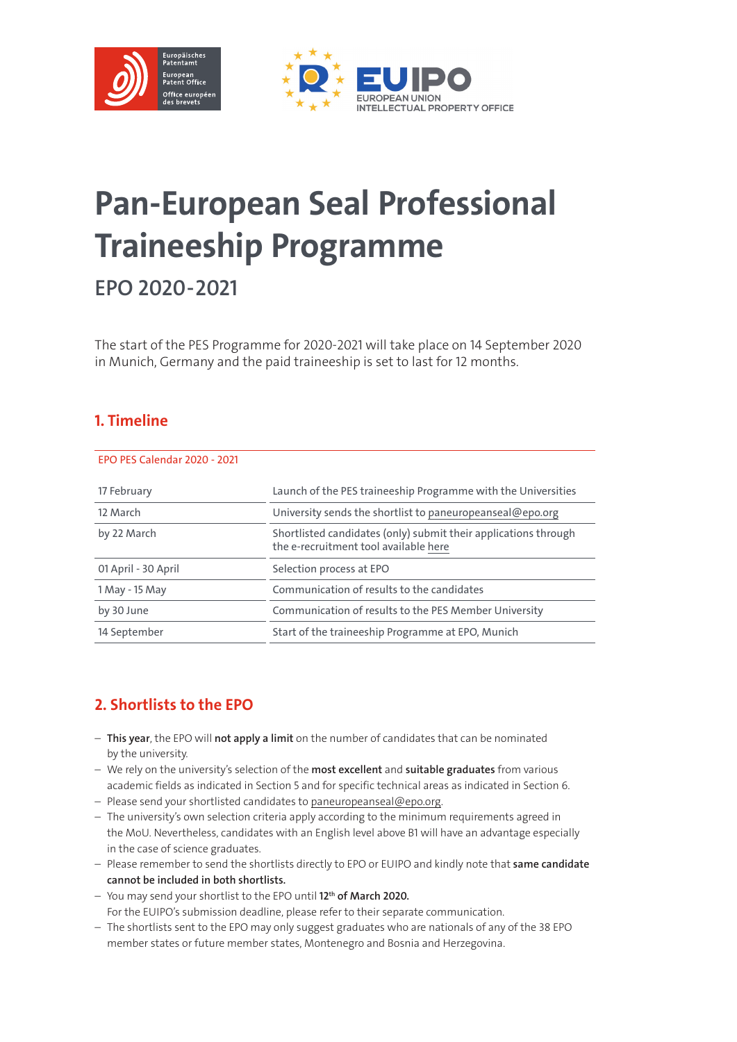# Pan-European Seal Professional Traineeship Programme

## EPO 2020-2021

The start of the PES Programme for 2020-2021 will take place on 14 September 2020 in Munich, Germany and the paid traineeship is set to last for 12 months.

## 1. Timeline

| EPO PES Calendar 2020 - 2021 | |
|---|---|
| 17 February | Launch of the PES traineeship Programme with the Universities |
| 12 March | University sends the shortlist to paneuropeanseal@epo.org |
| by 22 March | Shortlisted candidates (only) submit their applications through the e-recruitment tool available here |
| 01 April - 30 April | Selection process at EPO |
| 1 May - 15 May | Communication of results to the candidates |
| by 30 June | Communication of results to the PES Member University |
| 14 September | Start of the traineeship Programme at EPO, Munich |

## 2. Shortlists to the EPO

- **This year**, the EPO will **not apply a limit** on the number of candidates that can be nominated by the university.
- We rely on the university's selection of the **most excellent** and **suitable graduates** from various academic fields as indicated in Section 5 and for specific technical areas as indicated in Section 6.
- Please send your shortlisted candidates to paneuropeanseal@epo.org.
- The university's own selection criteria apply according to the minimum requirements agreed in the MoU. Nevertheless, candidates with an English level above B1 will have an advantage especially in the case of science graduates.
- Please remember to send the shortlists directly to EPO or EUIPO and kindly note that **same candidate cannot be included in both shortlists.**
- You may send your shortlist to the EPO until **12th of March 2020.** For the EUIPO's submission deadline, please refer to their separate communication.
- The shortlists sent to the EPO may only suggest graduates who are nationals of any of the 38 EPO member states or future member states, Montenegro and Bosnia and Herzegovina.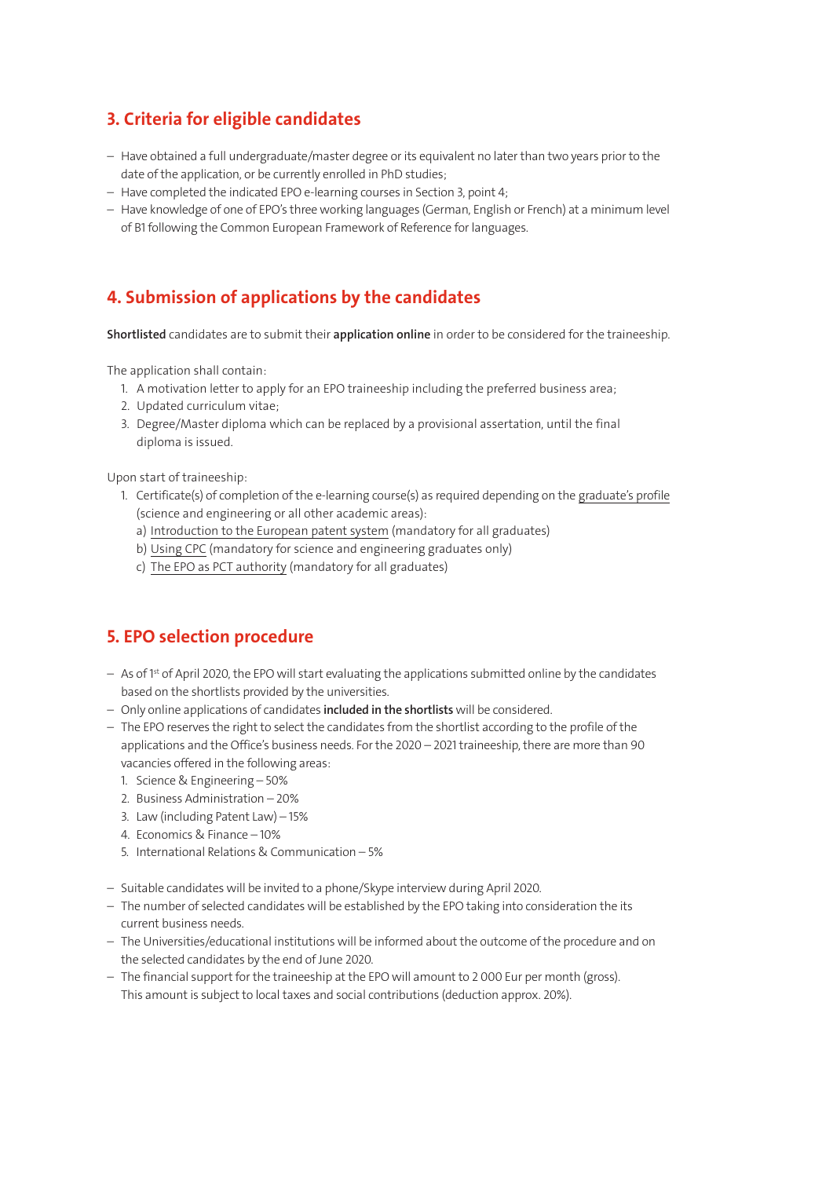## 3. Criteria for eligible candidates

- Have obtained a full undergraduate/master degree or its equivalent no later than two years prior to the date of the application, or be currently enrolled in PhD studies;
- Have completed the indicated EPO e-learning courses in Section 3, point 4;
- Have knowledge of one of EPO's three working languages (German, English or French) at a minimum level of B1 following the Common European Framework of Reference for languages.

## 4. Submission of applications by the candidates

**Shortlisted** candidates are to submit their **application online** in order to be considered for the traineeship.

The application shall contain:

1. A motivation letter to apply for an EPO traineeship including the preferred business area;
2. Updated curriculum vitae;
3. Degree/Master diploma which can be replaced by a provisional assertation, until the final diploma is issued.

Upon start of traineeship:

1. Certificate(s) of completion of the e-learning course(s) as required depending on the graduate's profile (science and engineering or all other academic areas):
   a) Introduction to the European patent system (mandatory for all graduates)
   b) Using CPC (mandatory for science and engineering graduates only)
   c) The EPO as PCT authority (mandatory for all graduates)

## 5. EPO selection procedure

- As of 1st of April 2020, the EPO will start evaluating the applications submitted online by the candidates based on the shortlists provided by the universities.
- Only online applications of candidates **included in the shortlists** will be considered.
- The EPO reserves the right to select the candidates from the shortlist according to the profile of the applications and the Office's business needs. For the 2020 – 2021 traineeship, there are more than 90 vacancies offered in the following areas:
  1. Science & Engineering – 50%
  2. Business Administration – 20%
  3. Law (including Patent Law) – 15%
  4. Economics & Finance – 10%
  5. International Relations & Communication – 5%

- Suitable candidates will be invited to a phone/Skype interview during April 2020.
- The number of selected candidates will be established by the EPO taking into consideration the its current business needs.
- The Universities/educational institutions will be informed about the outcome of the procedure and on the selected candidates by the end of June 2020.
- The financial support for the traineeship at the EPO will amount to 2 000 Eur per month (gross). This amount is subject to local taxes and social contributions (deduction approx. 20%).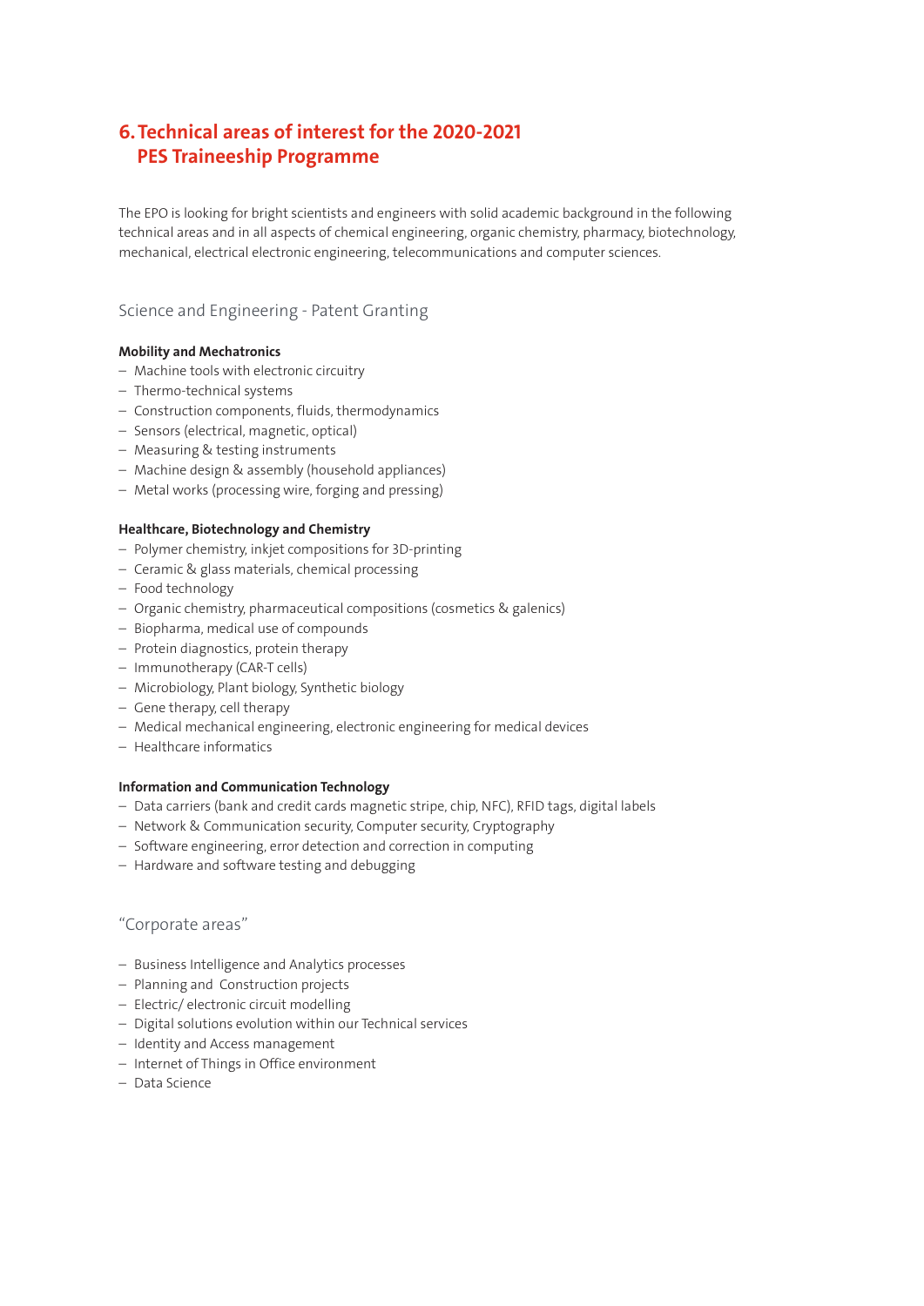## 6. Technical areas of interest for the 2020-2021 PES Traineeship Programme

The EPO is looking for bright scientists and engineers with solid academic background in the following technical areas and in all aspects of chemical engineering, organic chemistry, pharmacy, biotechnology, mechanical, electrical electronic engineering, telecommunications and computer sciences.

### Science and Engineering - Patent Granting

**Mobility and Mechatronics**

- Machine tools with electronic circuitry
- Thermo-technical systems
- Construction components, fluids, thermodynamics
- Sensors (electrical, magnetic, optical)
- Measuring & testing instruments
- Machine design & assembly (household appliances)
- Metal works (processing wire, forging and pressing)

**Healthcare, Biotechnology and Chemistry**

- Polymer chemistry, inkjet compositions for 3D-printing
- Ceramic & glass materials, chemical processing
- Food technology
- Organic chemistry, pharmaceutical compositions (cosmetics & galenics)
- Biopharma, medical use of compounds
- Protein diagnostics, protein therapy
- Immunotherapy (CAR-T cells)
- Microbiology, Plant biology, Synthetic biology
- Gene therapy, cell therapy
- Medical mechanical engineering, electronic engineering for medical devices
- Healthcare informatics

**Information and Communication Technology**

- Data carriers (bank and credit cards magnetic stripe, chip, NFC), RFID tags, digital labels
- Network & Communication security, Computer security, Cryptography
- Software engineering, error detection and correction in computing
- Hardware and software testing and debugging

### "Corporate areas"

- Business Intelligence and Analytics processes
- Planning and Construction projects
- Electric/ electronic circuit modelling
- Digital solutions evolution within our Technical services
- Identity and Access management
- Internet of Things in Office environment
- Data Science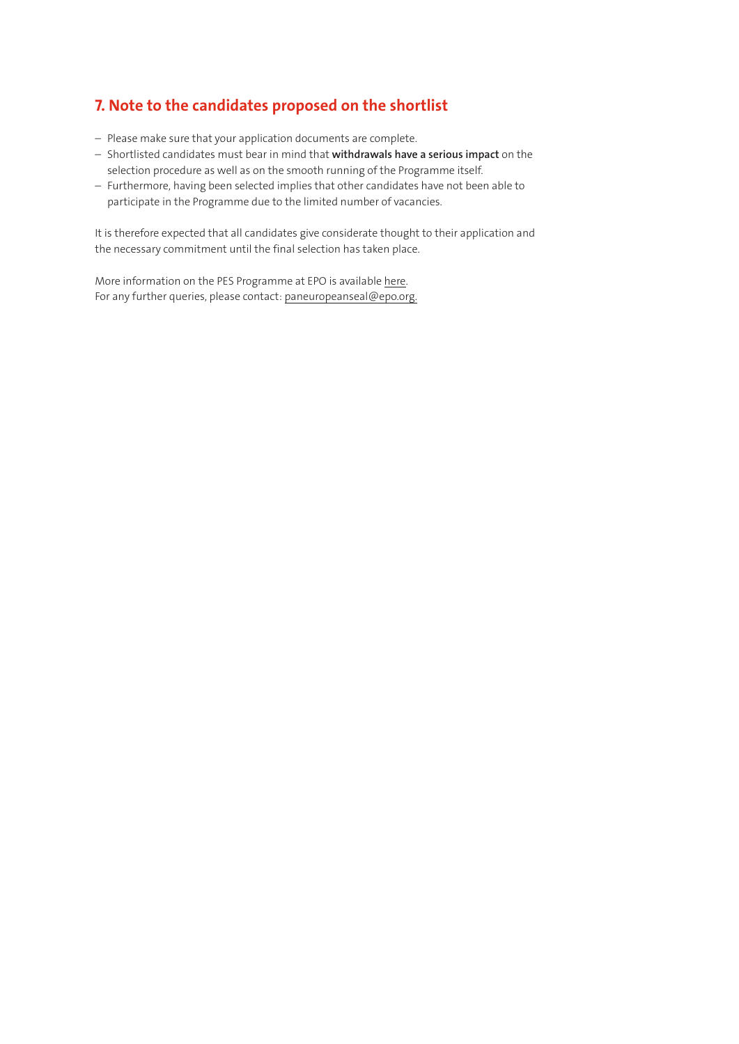## 7. Note to the candidates proposed on the shortlist

- Please make sure that your application documents are complete.
- Shortlisted candidates must bear in mind that **withdrawals have a serious impact** on the selection procedure as well as on the smooth running of the Programme itself.
- Furthermore, having been selected implies that other candidates have not been able to participate in the Programme due to the limited number of vacancies.

It is therefore expected that all candidates give considerate thought to their application and the necessary commitment until the final selection has taken place.

More information on the PES Programme at EPO is available here.
For any further queries, please contact: paneuropeanseal@epo.org.